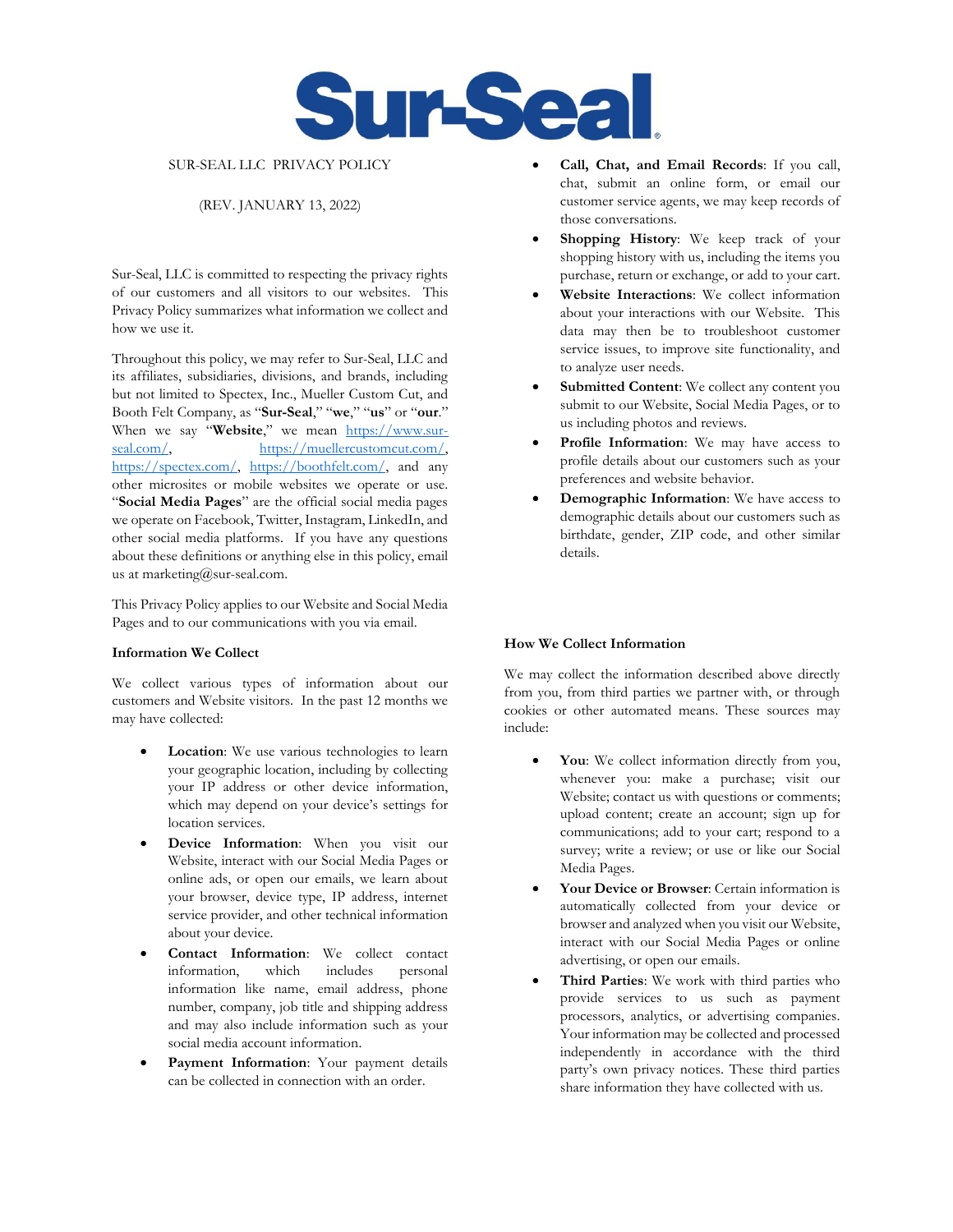# Sur-Seal

SUR-SEAL LLC PRIVACY POLICY

(REV. JANUARY 13, 2022)

Sur-Seal, LLC is committed to respecting the privacy rights of our customers and all visitors to our websites. This Privacy Policy summarizes what information we collect and how we use it.

Throughout this policy, we may refer to Sur-Seal, LLC and its affiliates, subsidiaries, divisions, and brands, including but not limited to Spectex, Inc., Mueller Custom Cut, and Booth Felt Company, as "**Sur-Seal**," "**we**," "**us**" or "**our**." When we say "**Website**," we mean https://www.sur-seal.com/, https://muellercustomcut.com/, https://spectex.com/, https://boothfelt.com/, and any other microsites or mobile websites we operate or use. "**Social Media Pages**" are the official social media pages we operate on Facebook, Twitter, Instagram, LinkedIn, and other social media platforms. If you have any questions about these definitions or anything else in this policy, email us at marketing@sur-seal.com.

This Privacy Policy applies to our Website and Social Media Pages and to our communications with you via email.

**Information We Collect**

We collect various types of information about our customers and Website visitors. In the past 12 months we may have collected:

- **Location**: We use various technologies to learn your geographic location, including by collecting your IP address or other device information, which may depend on your device's settings for location services.
- **Device Information**: When you visit our Website, interact with our Social Media Pages or online ads, or open our emails, we learn about your browser, device type, IP address, internet service provider, and other technical information about your device.
- **Contact Information**: We collect contact information, which includes personal information like name, email address, phone number, company, job title and shipping address and may also include information such as your social media account information.
- **Payment Information**: Your payment details can be collected in connection with an order.
- **Call, Chat, and Email Records**: If you call, chat, submit an online form, or email our customer service agents, we may keep records of those conversations.
- **Shopping History**: We keep track of your shopping history with us, including the items you purchase, return or exchange, or add to your cart.
- **Website Interactions**: We collect information about your interactions with our Website. This data may then be to troubleshoot customer service issues, to improve site functionality, and to analyze user needs.
- **Submitted Content**: We collect any content you submit to our Website, Social Media Pages, or to us including photos and reviews.
- **Profile Information**: We may have access to profile details about our customers such as your preferences and website behavior.
- **Demographic Information**: We have access to demographic details about our customers such as birthdate, gender, ZIP code, and other similar details.

**How We Collect Information**

We may collect the information described above directly from you, from third parties we partner with, or through cookies or other automated means. These sources may include:

- **You**: We collect information directly from you, whenever you: make a purchase; visit our Website; contact us with questions or comments; upload content; create an account; sign up for communications; add to your cart; respond to a survey; write a review; or use or like our Social Media Pages.
- **Your Device or Browser**: Certain information is automatically collected from your device or browser and analyzed when you visit our Website, interact with our Social Media Pages or online advertising, or open our emails.
- **Third Parties**: We work with third parties who provide services to us such as payment processors, analytics, or advertising companies. Your information may be collected and processed independently in accordance with the third party's own privacy notices. These third parties share information they have collected with us.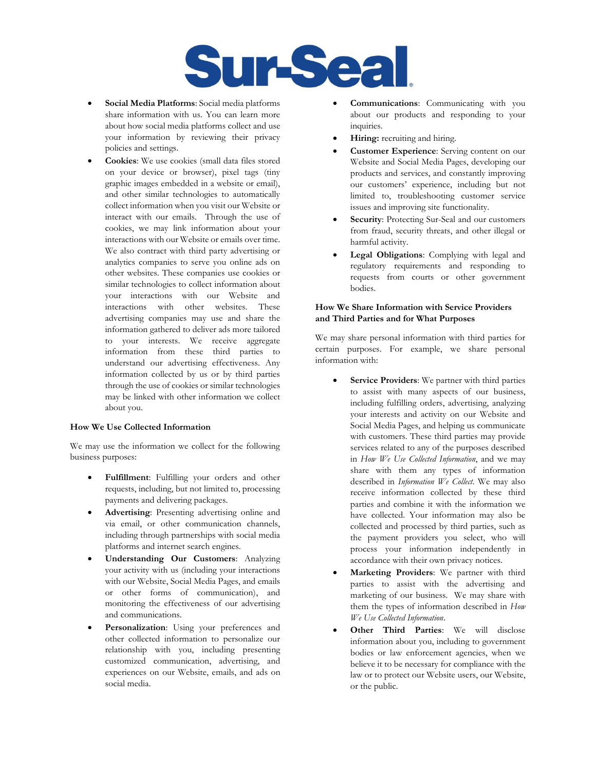- **Social Media Platforms**: Social media platforms share information with us. You can learn more about how social media platforms collect and use your information by reviewing their privacy policies and settings.
- **Cookies**: We use cookies (small data files stored on your device or browser), pixel tags (tiny graphic images embedded in a website or email), and other similar technologies to automatically collect information when you visit our Website or interact with our emails. Through the use of cookies, we may link information about your interactions with our Website or emails over time. We also contract with third party advertising or analytics companies to serve you online ads on other websites. These companies use cookies or similar technologies to collect information about your interactions with our Website and interactions with other websites. These advertising companies may use and share the information gathered to deliver ads more tailored to your interests. We receive aggregate information from these third parties to understand our advertising effectiveness. Any information collected by us or by third parties through the use of cookies or similar technologies may be linked with other information we collect about you.

### How We Use Collected Information

We may use the information we collect for the following business purposes:

- **Fulfillment**: Fulfilling your orders and other requests, including, but not limited to, processing payments and delivering packages.
- **Advertising**: Presenting advertising online and via email, or other communication channels, including through partnerships with social media platforms and internet search engines.
- **Understanding Our Customers**: Analyzing your activity with us (including your interactions with our Website, Social Media Pages, and emails or other forms of communication), and monitoring the effectiveness of our advertising and communications.
- **Personalization**: Using your preferences and other collected information to personalize our relationship with you, including presenting customized communication, advertising, and experiences on our Website, emails, and ads on social media.
- **Communications**: Communicating with you about our products and responding to your inquiries.
- **Hiring:** recruiting and hiring.
- **Customer Experience**: Serving content on our Website and Social Media Pages, developing our products and services, and constantly improving our customers' experience, including but not limited to, troubleshooting customer service issues and improving site functionality.
- **Security**: Protecting Sur-Seal and our customers from fraud, security threats, and other illegal or harmful activity.
- **Legal Obligations**: Complying with legal and regulatory requirements and responding to requests from courts or other government bodies.

### How We Share Information with Service Providers and Third Parties and for What Purposes

We may share personal information with third parties for certain purposes. For example, we share personal information with:

- **Service Providers**: We partner with third parties to assist with many aspects of our business, including fulfilling orders, advertising, analyzing your interests and activity on our Website and Social Media Pages, and helping us communicate with customers. These third parties may provide services related to any of the purposes described in *How We Use Collected Information*, and we may share with them any types of information described in *Information We Collect*. We may also receive information collected by these third parties and combine it with the information we have collected. Your information may also be collected and processed by third parties, such as the payment providers you select, who will process your information independently in accordance with their own privacy notices.
- **Marketing Providers**: We partner with third parties to assist with the advertising and marketing of our business. We may share with them the types of information described in *How We Use Collected Information*.
- **Other Third Parties**: We will disclose information about you, including to government bodies or law enforcement agencies, when we believe it to be necessary for compliance with the law or to protect our Website users, our Website, or the public.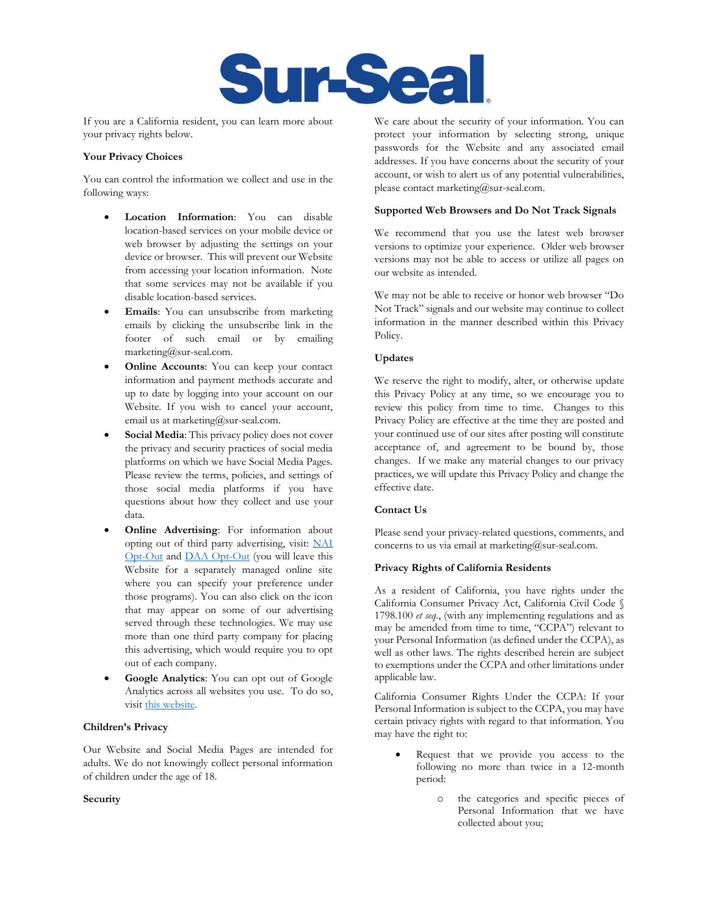If you are a California resident, you can learn more about your privacy rights below.

**Your Privacy Choices**

You can control the information we collect and use in the following ways:

- **Location Information**: You can disable location-based services on your mobile device or web browser by adjusting the settings on your device or browser. This will prevent our Website from accessing your location information. Note that some services may not be available if you disable location-based services.
- **Emails**: You can unsubscribe from marketing emails by clicking the unsubscribe link in the footer of such email or by emailing marketing@sur-seal.com.
- **Online Accounts**: You can keep your contact information and payment methods accurate and up to date by logging into your account on our Website. If you wish to cancel your account, email us at marketing@sur-seal.com.
- **Social Media**: This privacy policy does not cover the privacy and security practices of social media platforms on which we have Social Media Pages. Please review the terms, policies, and settings of those social media platforms if you have questions about how they collect and use your data.
- **Online Advertising**: For information about opting out of third party advertising, visit: NAI Opt-Out and DAA Opt-Out (you will leave this Website for a separately managed online site where you can specify your preference under those programs). You can also click on the icon that may appear on some of our advertising served through these technologies. We may use more than one third party company for placing this advertising, which would require you to opt out of each company.
- **Google Analytics**: You can opt out of Google Analytics across all websites you use. To do so, visit this website.

**Children's Privacy**

Our Website and Social Media Pages are intended for adults. We do not knowingly collect personal information of children under the age of 18.

**Security**

We care about the security of your information. You can protect your information by selecting strong, unique passwords for the Website and any associated email addresses. If you have concerns about the security of your account, or wish to alert us of any potential vulnerabilities, please contact marketing@sur-seal.com.

**Supported Web Browsers and Do Not Track Signals**

We recommend that you use the latest web browser versions to optimize your experience. Older web browser versions may not be able to access or utilize all pages on our website as intended.

We may not be able to receive or honor web browser "Do Not Track" signals and our website may continue to collect information in the manner described within this Privacy Policy.

**Updates**

We reserve the right to modify, alter, or otherwise update this Privacy Policy at any time, so we encourage you to review this policy from time to time. Changes to this Privacy Policy are effective at the time they are posted and your continued use of our sites after posting will constitute acceptance of, and agreement to be bound by, those changes. If we make any material changes to our privacy practices, we will update this Privacy Policy and change the effective date.

**Contact Us**

Please send your privacy-related questions, comments, and concerns to us via email at marketing@sur-seal.com.

**Privacy Rights of California Residents**

As a resident of California, you have rights under the California Consumer Privacy Act, California Civil Code § 1798.100 *et seq.*, (with any implementing regulations and as may be amended from time to time, "CCPA") relevant to your Personal Information (as defined under the CCPA), as well as other laws. The rights described herein are subject to exemptions under the CCPA and other limitations under applicable law.

California Consumer Rights Under the CCPA: If your Personal Information is subject to the CCPA, you may have certain privacy rights with regard to that information. You may have the right to:

- Request that we provide you access to the following no more than twice in a 12-month period:
  - the categories and specific pieces of Personal Information that we have collected about you;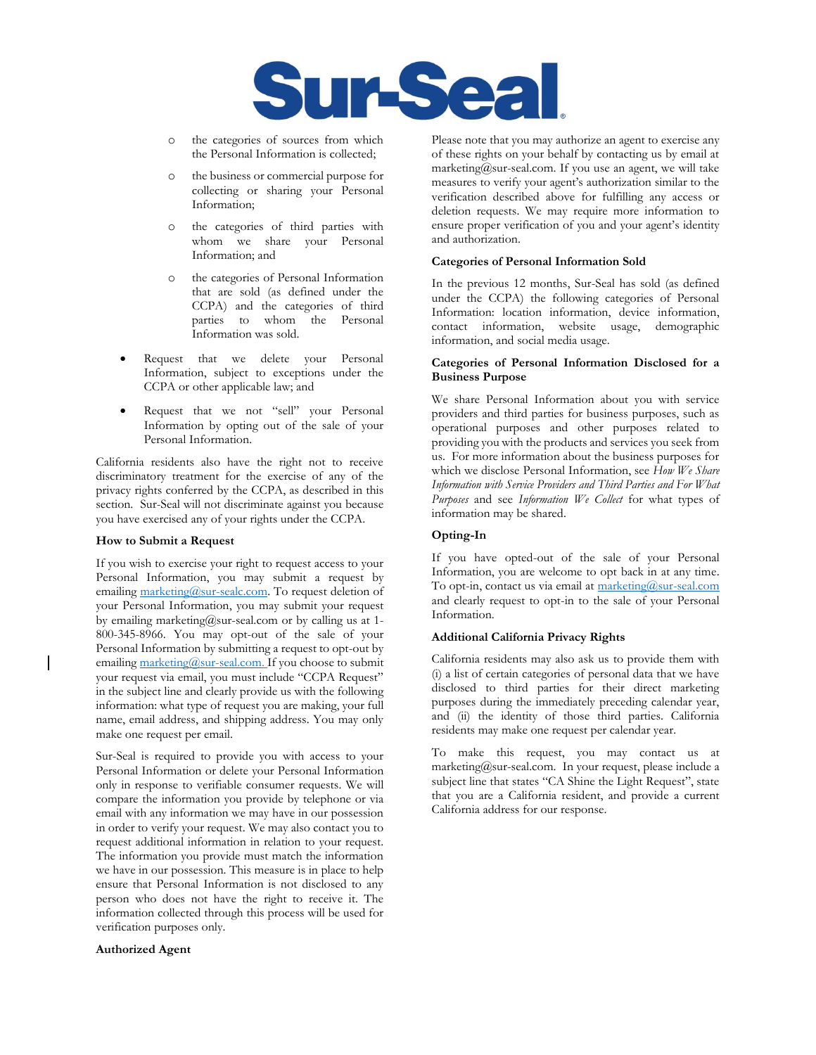# Sur-Seal

- the categories of sources from which the Personal Information is collected;
- the business or commercial purpose for collecting or sharing your Personal Information;
- the categories of third parties with whom we share your Personal Information; and
- the categories of Personal Information that are sold (as defined under the CCPA) and the categories of third parties to whom the Personal Information was sold.

- Request that we delete your Personal Information, subject to exceptions under the CCPA or other applicable law; and
- Request that we not "sell" your Personal Information by opting out of the sale of your Personal Information.

California residents also have the right not to receive discriminatory treatment for the exercise of any of the privacy rights conferred by the CCPA, as described in this section. Sur-Seal will not discriminate against you because you have exercised any of your rights under the CCPA.

**How to Submit a Request**

If you wish to exercise your right to request access to your Personal Information, you may submit a request by emailing marketing@sur-sealc.com. To request deletion of your Personal Information, you may submit your request by emailing marketing@sur-seal.com or by calling us at 1-800-345-8966. You may opt-out of the sale of your Personal Information by submitting a request to opt-out by emailing marketing@sur-seal.com. If you choose to submit your request via email, you must include "CCPA Request" in the subject line and clearly provide us with the following information: what type of request you are making, your full name, email address, and shipping address. You may only make one request per email.

Sur-Seal is required to provide you with access to your Personal Information or delete your Personal Information only in response to verifiable consumer requests. We will compare the information you provide by telephone or via email with any information we may have in our possession in order to verify your request. We may also contact you to request additional information in relation to your request. The information you provide must match the information we have in our possession. This measure is in place to help ensure that Personal Information is not disclosed to any person who does not have the right to receive it. The information collected through this process will be used for verification purposes only.

**Authorized Agent**

Please note that you may authorize an agent to exercise any of these rights on your behalf by contacting us by email at marketing@sur-seal.com. If you use an agent, we will take measures to verify your agent's authorization similar to the verification described above for fulfilling any access or deletion requests. We may require more information to ensure proper verification of you and your agent's identity and authorization.

**Categories of Personal Information Sold**

In the previous 12 months, Sur-Seal has sold (as defined under the CCPA) the following categories of Personal Information: location information, device information, contact information, website usage, demographic information, and social media usage.

**Categories of Personal Information Disclosed for a Business Purpose**

We share Personal Information about you with service providers and third parties for business purposes, such as operational purposes and other purposes related to providing you with the products and services you seek from us. For more information about the business purposes for which we disclose Personal Information, see *How We Share Information with Service Providers and Third Parties and For What Purposes* and see *Information We Collect* for what types of information may be shared.

**Opting-In**

If you have opted-out of the sale of your Personal Information, you are welcome to opt back in at any time. To opt-in, contact us via email at marketing@sur-seal.com and clearly request to opt-in to the sale of your Personal Information.

**Additional California Privacy Rights**

California residents may also ask us to provide them with (i) a list of certain categories of personal data that we have disclosed to third parties for their direct marketing purposes during the immediately preceding calendar year, and (ii) the identity of those third parties. California residents may make one request per calendar year.

To make this request, you may contact us at marketing@sur-seal.com. In your request, please include a subject line that states "CA Shine the Light Request", state that you are a California resident, and provide a current California address for our response.